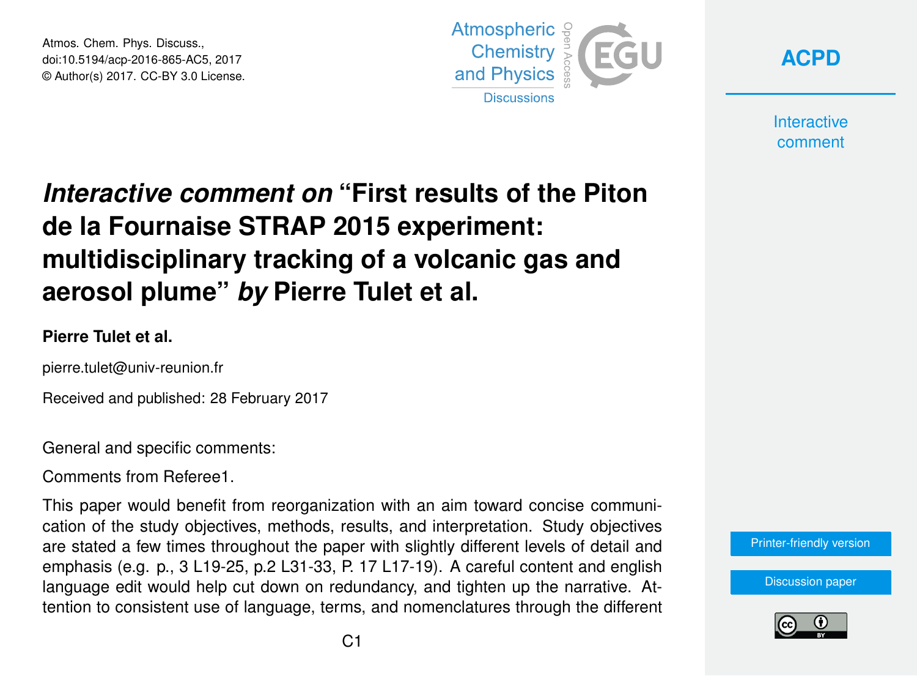# *Interactive comment on* "First results of the Piton de la Fournaise STRAP 2015 experiment: multidisciplinary tracking of a volcanic gas and aerosol plume" *by* Pierre Tulet et al.

**Pierre Tulet et al.**

pierre.tulet@univ-reunion.fr

Received and published: 28 February 2017

General and specific comments:

Comments from Referee1.

This paper would benefit from reorganization with an aim toward concise communication of the study objectives, methods, results, and interpretation. Study objectives are stated a few times throughout the paper with slightly different levels of detail and emphasis (e.g. p., 3 L19-25, p.2 L31-33, P. 17 L17-19). A careful content and english language edit would help cut down on redundancy, and tighten up the narrative. Attention to consistent use of language, terms, and nomenclatures through the different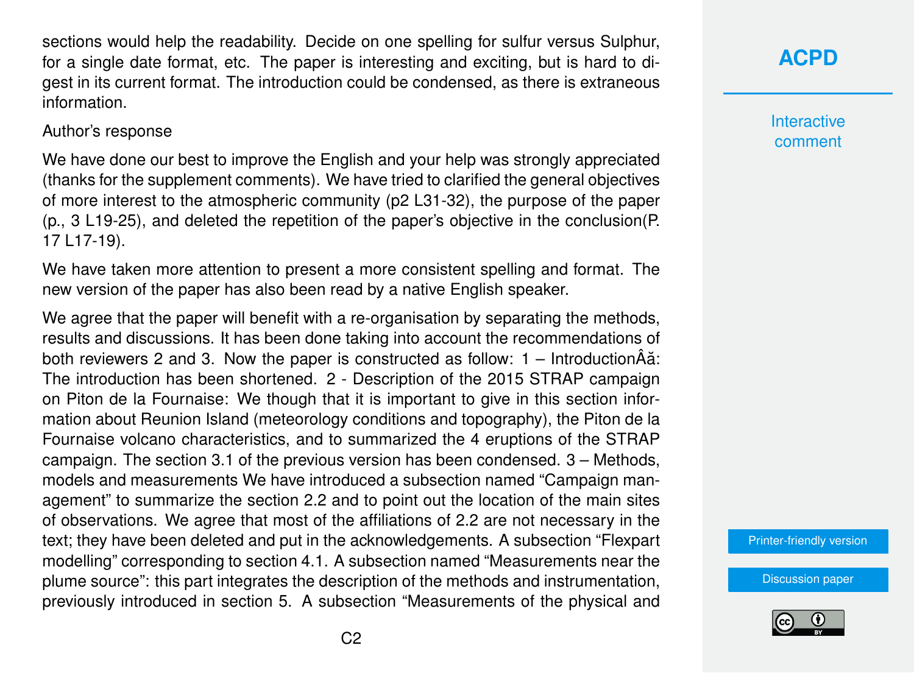sections would help the readability. Decide on one spelling for sulfur versus Sulphur, for a single date format, etc. The paper is interesting and exciting, but is hard to digest in its current format. The introduction could be condensed, as there is extraneous information.

Author's response

We have done our best to improve the English and your help was strongly appreciated (thanks for the supplement comments). We have tried to clarified the general objectives of more interest to the atmospheric community (p2 L31-32), the purpose of the paper (p., 3 L19-25), and deleted the repetition of the paper's objective in the conclusion(P. 17 L17-19).

We have taken more attention to present a more consistent spelling and format. The new version of the paper has also been read by a native English speaker.

We agree that the paper will benefit with a re-organisation by separating the methods, results and discussions. It has been done taking into account the recommendations of both reviewers 2 and 3. Now the paper is constructed as follow: 1 – IntroductionÂă: The introduction has been shortened. 2 - Description of the 2015 STRAP campaign on Piton de la Fournaise: We though that it is important to give in this section information about Reunion Island (meteorology conditions and topography), the Piton de la Fournaise volcano characteristics, and to summarized the 4 eruptions of the STRAP campaign. The section 3.1 of the previous version has been condensed. 3 – Methods, models and measurements We have introduced a subsection named "Campaign management" to summarize the section 2.2 and to point out the location of the main sites of observations. We agree that most of the affiliations of 2.2 are not necessary in the text; they have been deleted and put in the acknowledgements. A subsection "Flexpart modelling" corresponding to section 4.1. A subsection named "Measurements near the plume source": this part integrates the description of the methods and instrumentation, previously introduced in section 5. A subsection "Measurements of the physical and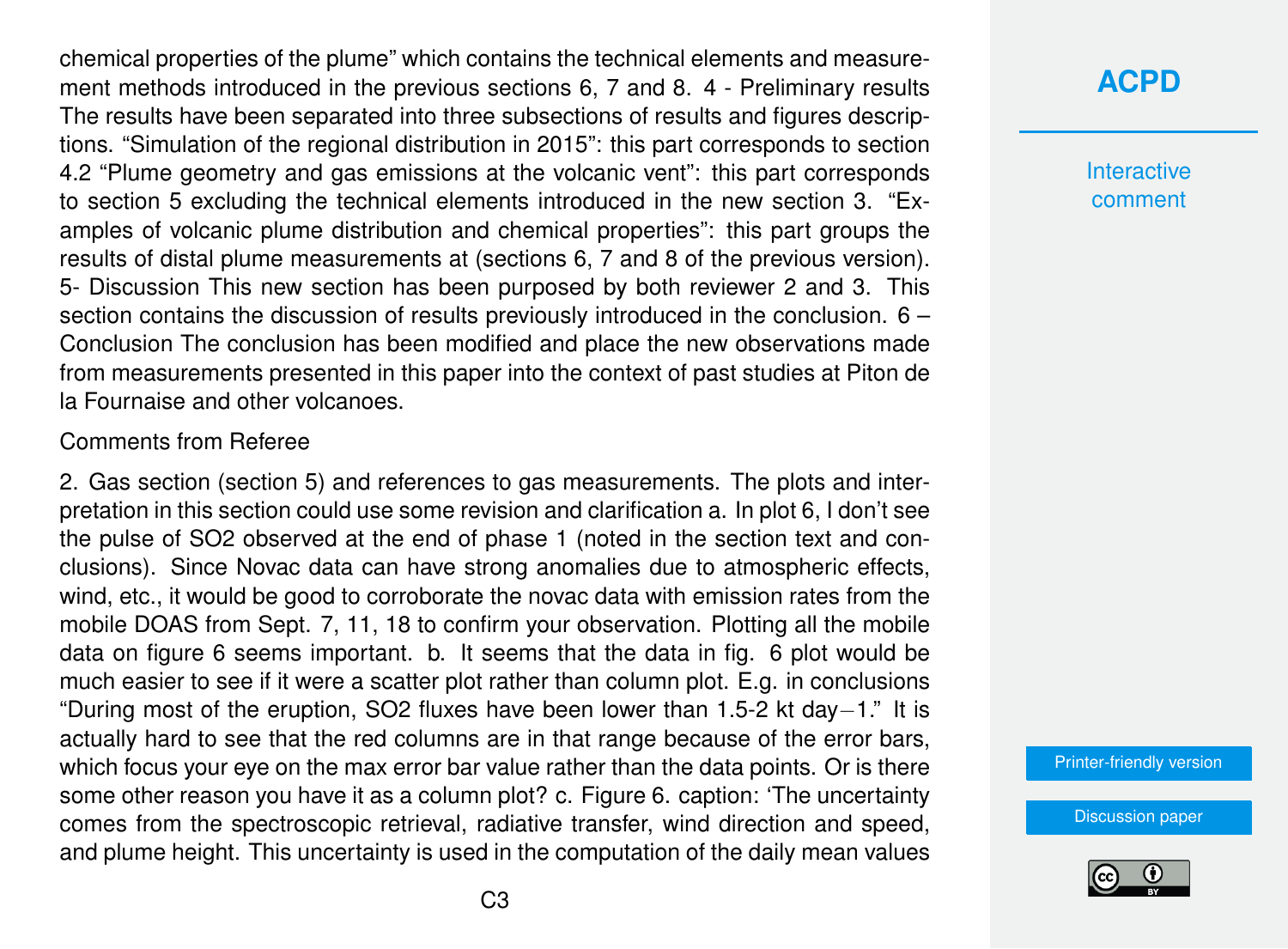chemical properties of the plume" which contains the technical elements and measurement methods introduced in the previous sections 6, 7 and 8. 4 - Preliminary results The results have been separated into three subsections of results and figures descriptions. "Simulation of the regional distribution in 2015": this part corresponds to section 4.2 "Plume geometry and gas emissions at the volcanic vent": this part corresponds to section 5 excluding the technical elements introduced in the new section 3. "Examples of volcanic plume distribution and chemical properties": this part groups the results of distal plume measurements at (sections 6, 7 and 8 of the previous version). 5- Discussion This new section has been purposed by both reviewer 2 and 3. This section contains the discussion of results previously introduced in the conclusion. 6 – Conclusion The conclusion has been modified and place the new observations made from measurements presented in this paper into the context of past studies at Piton de la Fournaise and other volcanoes.

Comments from Referee

2. Gas section (section 5) and references to gas measurements. The plots and interpretation in this section could use some revision and clarification a. In plot 6, I don't see the pulse of $SO_2$ observed at the end of phase 1 (noted in the section text and conclusions). Since Novac data can have strong anomalies due to atmospheric effects, wind, etc., it would be good to corroborate the novac data with emission rates from the mobile DOAS from Sept. 7, 11, 18 to confirm your observation. Plotting all the mobile data on figure 6 seems important. b. It seems that the data in fig. 6 plot would be much easier to see if it were a scatter plot rather than column plot. E.g. in conclusions "During most of the eruption, $SO_2$ fluxes have been lower than 1.5-2 kt $day^{-1}$." It is actually hard to see that the red columns are in that range because of the error bars, which focus your eye on the max error bar value rather than the data points. Or is there some other reason you have it as a column plot? c. Figure 6. caption: 'The uncertainty comes from the spectroscopic retrieval, radiative transfer, wind direction and speed, and plume height. This uncertainty is used in the computation of the daily mean values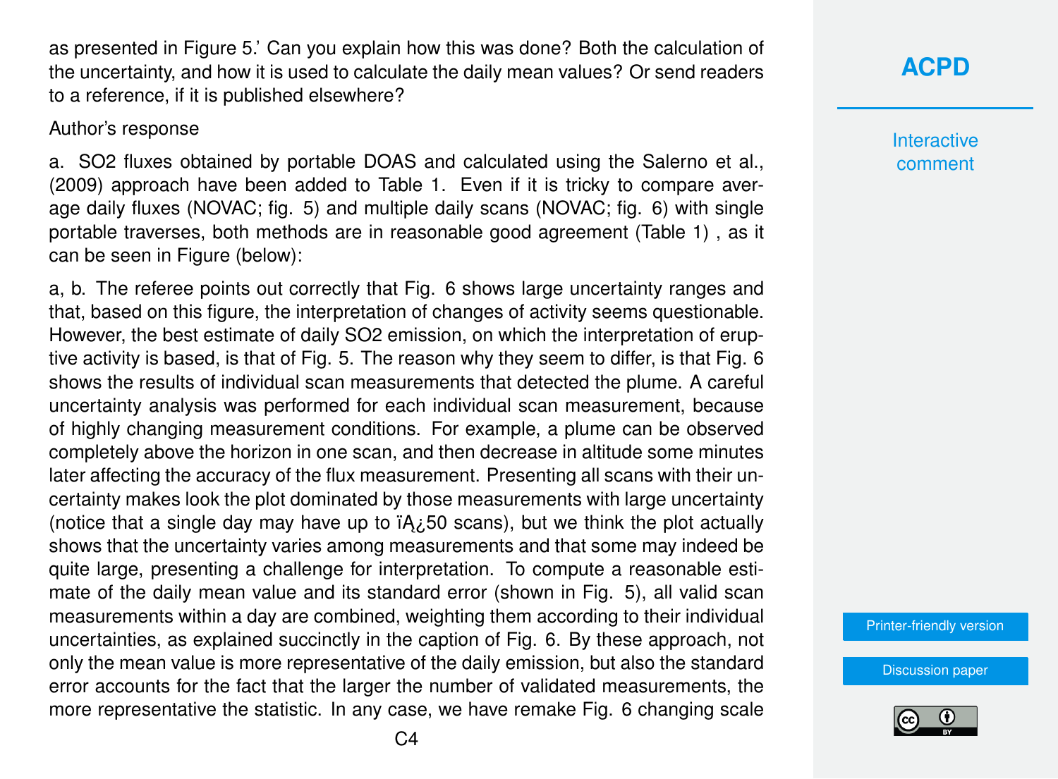as presented in Figure 5.' Can you explain how this was done? Both the calculation of the uncertainty, and how it is used to calculate the daily mean values? Or send readers to a reference, if it is published elsewhere?

Author's response

a. $SO_2$ fluxes obtained by portable DOAS and calculated using the Salerno et al., (2009) approach have been added to Table 1. Even if it is tricky to compare average daily fluxes (NOVAC; fig. 5) and multiple daily scans (NOVAC; fig. 6) with single portable traverses, both methods are in reasonable good agreement (Table 1) , as it can be seen in Figure (below):

a, b. The referee points out correctly that Fig. 6 shows large uncertainty ranges and that, based on this figure, the interpretation of changes of activity seems questionable. However, the best estimate of daily $SO_2$ emission, on which the interpretation of eruptive activity is based, is that of Fig. 5. The reason why they seem to differ, is that Fig. 6 shows the results of individual scan measurements that detected the plume. A careful uncertainty analysis was performed for each individual scan measurement, because of highly changing measurement conditions. For example, a plume can be observed completely above the horizon in one scan, and then decrease in altitude some minutes later affecting the accuracy of the flux measurement. Presenting all scans with their uncertainty makes look the plot dominated by those measurements with large uncertainty (notice that a single day may have up to ïĄ¿50 scans), but we think the plot actually shows that the uncertainty varies among measurements and that some may indeed be quite large, presenting a challenge for interpretation. To compute a reasonable estimate of the daily mean value and its standard error (shown in Fig. 5), all valid scan measurements within a day are combined, weighting them according to their individual uncertainties, as explained succinctly in the caption of Fig. 6. By these approach, not only the mean value is more representative of the daily emission, but also the standard error accounts for the fact that the larger the number of validated measurements, the more representative the statistic. In any case, we have remake Fig. 6 changing scale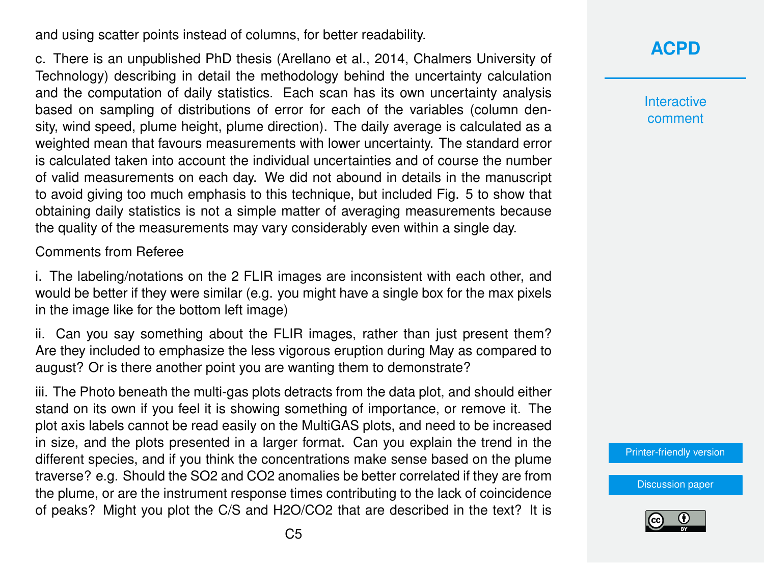and using scatter points instead of columns, for better readability.

c. There is an unpublished PhD thesis (Arellano et al., 2014, Chalmers University of Technology) describing in detail the methodology behind the uncertainty calculation and the computation of daily statistics. Each scan has its own uncertainty analysis based on sampling of distributions of error for each of the variables (column density, wind speed, plume height, plume direction). The daily average is calculated as a weighted mean that favours measurements with lower uncertainty. The standard error is calculated taken into account the individual uncertainties and of course the number of valid measurements on each day. We did not abound in details in the manuscript to avoid giving too much emphasis to this technique, but included Fig. 5 to show that obtaining daily statistics is not a simple matter of averaging measurements because the quality of the measurements may vary considerably even within a single day.

Comments from Referee

i. The labeling/notations on the 2 FLIR images are inconsistent with each other, and would be better if they were similar (e.g. you might have a single box for the max pixels in the image like for the bottom left image)

ii. Can you say something about the FLIR images, rather than just present them? Are they included to emphasize the less vigorous eruption during May as compared to august? Or is there another point you are wanting them to demonstrate?

iii. The Photo beneath the multi-gas plots detracts from the data plot, and should either stand on its own if you feel it is showing something of importance, or remove it. The plot axis labels cannot be read easily on the MultiGAS plots, and need to be increased in size, and the plots presented in a larger format. Can you explain the trend in the different species, and if you think the concentrations make sense based on the plume traverse? e.g. Should the $SO_2$ and $CO_2$ anomalies be better correlated if they are from the plume, or are the instrument response times contributing to the lack of coincidence of peaks? Might you plot the C/S and $H_2O/CO_2$ that are described in the text? It is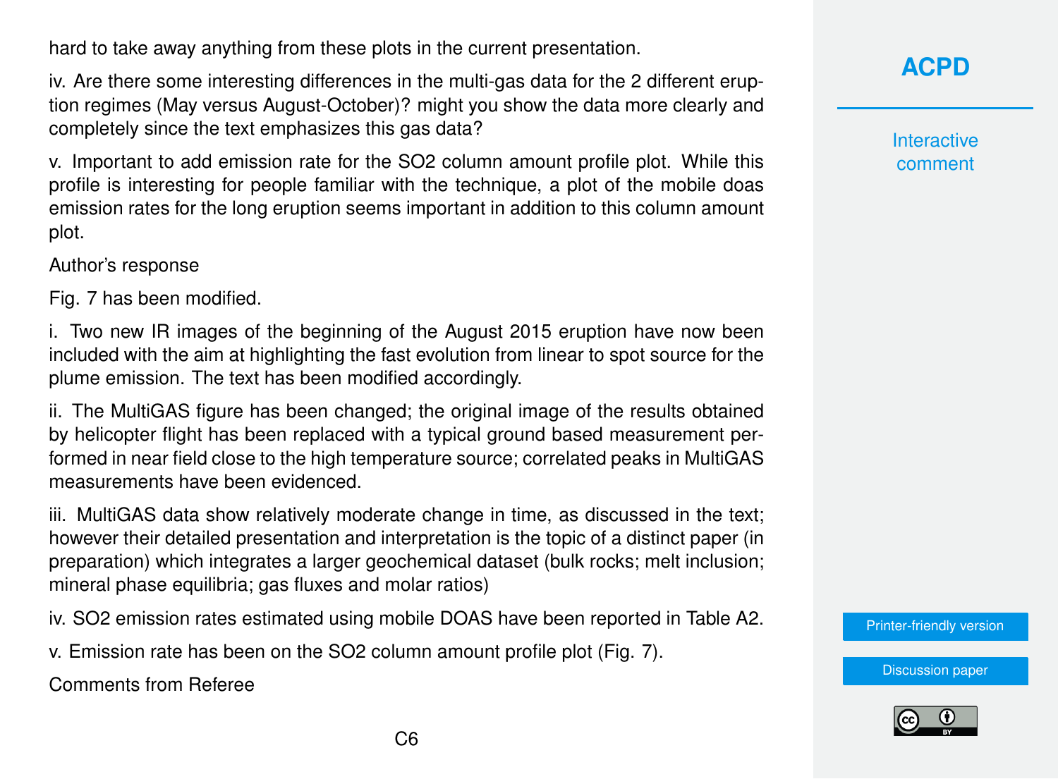hard to take away anything from these plots in the current presentation.

iv. Are there some interesting differences in the multi-gas data for the 2 different eruption regimes (May versus August-October)? might you show the data more clearly and completely since the text emphasizes this gas data?

v. Important to add emission rate for the $SO_2$ column amount profile plot. While this profile is interesting for people familiar with the technique, a plot of the mobile doas emission rates for the long eruption seems important in addition to this column amount plot.

Author's response

Fig. 7 has been modified.

i. Two new IR images of the beginning of the August 2015 eruption have now been included with the aim at highlighting the fast evolution from linear to spot source for the plume emission. The text has been modified accordingly.

ii. The MultiGAS figure has been changed; the original image of the results obtained by helicopter flight has been replaced with a typical ground based measurement performed in near field close to the high temperature source; correlated peaks in MultiGAS measurements have been evidenced.

iii. MultiGAS data show relatively moderate change in time, as discussed in the text; however their detailed presentation and interpretation is the topic of a distinct paper (in preparation) which integrates a larger geochemical dataset (bulk rocks; melt inclusion; mineral phase equilibria; gas fluxes and molar ratios)

iv. $SO_2$ emission rates estimated using mobile DOAS have been reported in Table A2.

v. Emission rate has been on the $SO_2$ column amount profile plot (Fig. 7).

Comments from Referee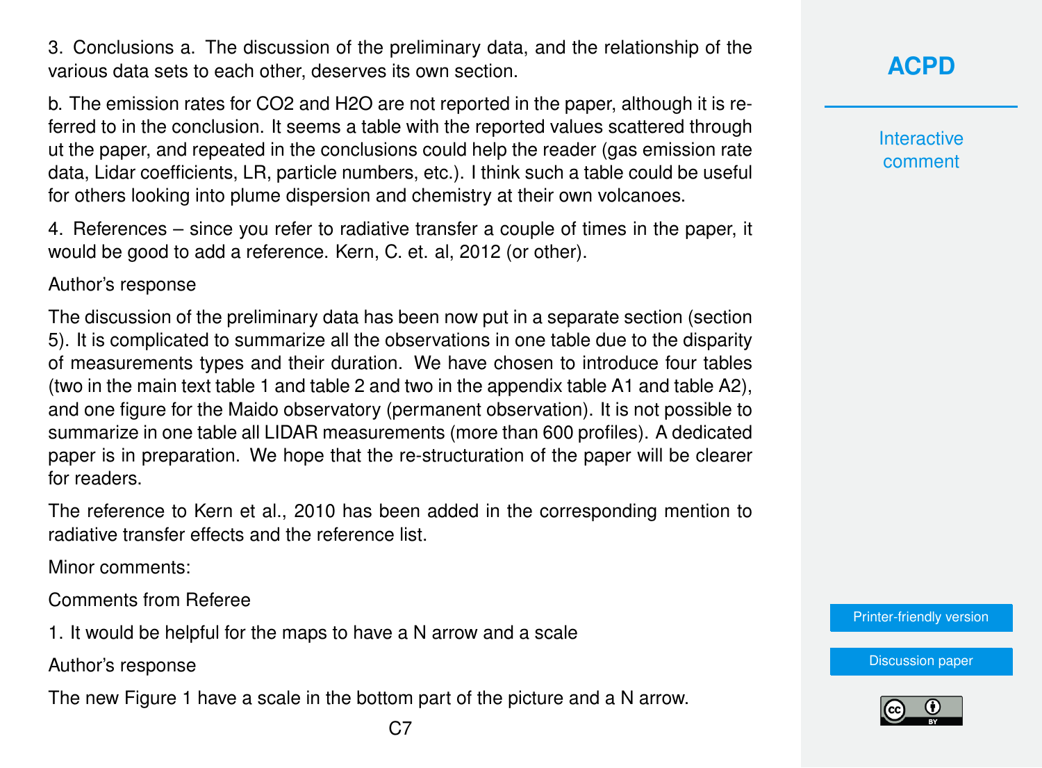3. Conclusions a. The discussion of the preliminary data, and the relationship of the various data sets to each other, deserves its own section.

b. The emission rates for $CO_2$ and $H_2O$ are not reported in the paper, although it is referred to in the conclusion. It seems a table with the reported values scattered through ut the paper, and repeated in the conclusions could help the reader (gas emission rate data, Lidar coefficients, LR, particle numbers, etc.). I think such a table could be useful for others looking into plume dispersion and chemistry at their own volcanoes.

4. References – since you refer to radiative transfer a couple of times in the paper, it would be good to add a reference. Kern, C. et. al, 2012 (or other).

Author's response

The discussion of the preliminary data has been now put in a separate section (section 5). It is complicated to summarize all the observations in one table due to the disparity of measurements types and their duration. We have chosen to introduce four tables (two in the main text table 1 and table 2 and two in the appendix table A1 and table A2), and one figure for the Maido observatory (permanent observation). It is not possible to summarize in one table all LIDAR measurements (more than 600 profiles). A dedicated paper is in preparation. We hope that the re-structuration of the paper will be clearer for readers.

The reference to Kern et al., 2010 has been added in the corresponding mention to radiative transfer effects and the reference list.

Minor comments:

Comments from Referee

1. It would be helpful for the maps to have a N arrow and a scale

Author's response

The new Figure 1 have a scale in the bottom part of the picture and a N arrow.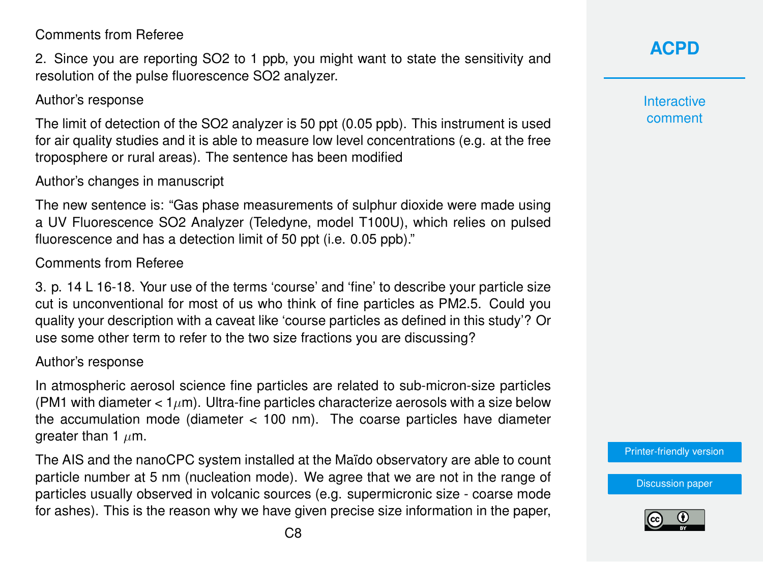Comments from Referee

2. Since you are reporting $SO_2$ to 1 ppb, you might want to state the sensitivity and resolution of the pulse fluorescence $SO_2$ analyzer.

Author's response

The limit of detection of the $SO_2$ analyzer is 50 ppt (0.05 ppb). This instrument is used for air quality studies and it is able to measure low level concentrations (e.g. at the free troposphere or rural areas). The sentence has been modified

Author's changes in manuscript

The new sentence is: "Gas phase measurements of sulphur dioxide were made using a UV Fluorescence $SO_2$ Analyzer (Teledyne, model T100U), which relies on pulsed fluorescence and has a detection limit of 50 ppt (i.e. 0.05 ppb)."

Comments from Referee

3. p. 14 L 16-18. Your use of the terms 'course' and 'fine' to describe your particle size cut is unconventional for most of us who think of fine particles as PM2.5. Could you quality your description with a caveat like 'course particles as defined in this study'? Or use some other term to refer to the two size fractions you are discussing?

Author's response

In atmospheric aerosol science fine particles are related to sub-micron-size particles (PM1 with diameter < 1$\mu$m). Ultra-fine particles characterize aerosols with a size below the accumulation mode (diameter < 100 nm). The coarse particles have diameter greater than 1 $\mu$m.

The AIS and the nanoCPC system installed at the Maïdo observatory are able to count particle number at 5 nm (nucleation mode). We agree that we are not in the range of particles usually observed in volcanic sources (e.g. supermicronic size - coarse mode for ashes). This is the reason why we have given precise size information in the paper,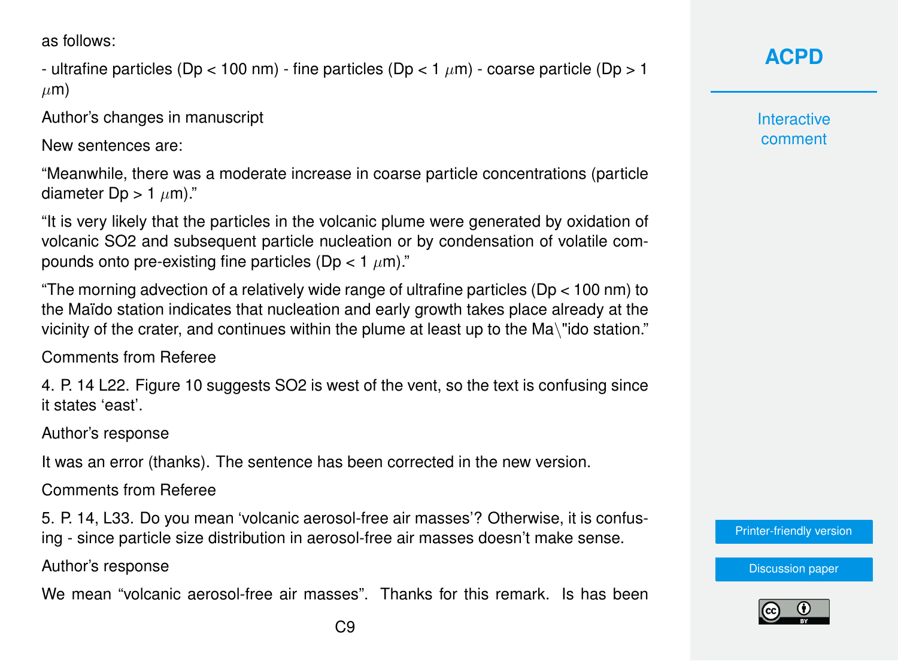as follows:

- ultrafine particles (Dp < 100 nm) - fine particles (Dp < 1 $\mu$m) - coarse particle (Dp > 1 $\mu$m)

Author's changes in manuscript

New sentences are:

"Meanwhile, there was a moderate increase in coarse particle concentrations (particle diameter Dp > 1 $\mu$m)."

"It is very likely that the particles in the volcanic plume were generated by oxidation of volcanic SO2 and subsequent particle nucleation or by condensation of volatile compounds onto pre-existing fine particles (Dp < 1 $\mu$m)."

"The morning advection of a relatively wide range of ultrafine particles (Dp < 100 nm) to the Maïdo station indicates that nucleation and early growth takes place already at the vicinity of the crater, and continues within the plume at least up to the Ma\"ido station."

Comments from Referee

4. P. 14 L22. Figure 10 suggests SO2 is west of the vent, so the text is confusing since it states 'east'.

Author's response

It was an error (thanks). The sentence has been corrected in the new version.

Comments from Referee

5. P. 14, L33. Do you mean 'volcanic aerosol-free air masses'? Otherwise, it is confusing - since particle size distribution in aerosol-free air masses doesn't make sense.

Author's response

We mean "volcanic aerosol-free air masses". Thanks for this remark. Is has been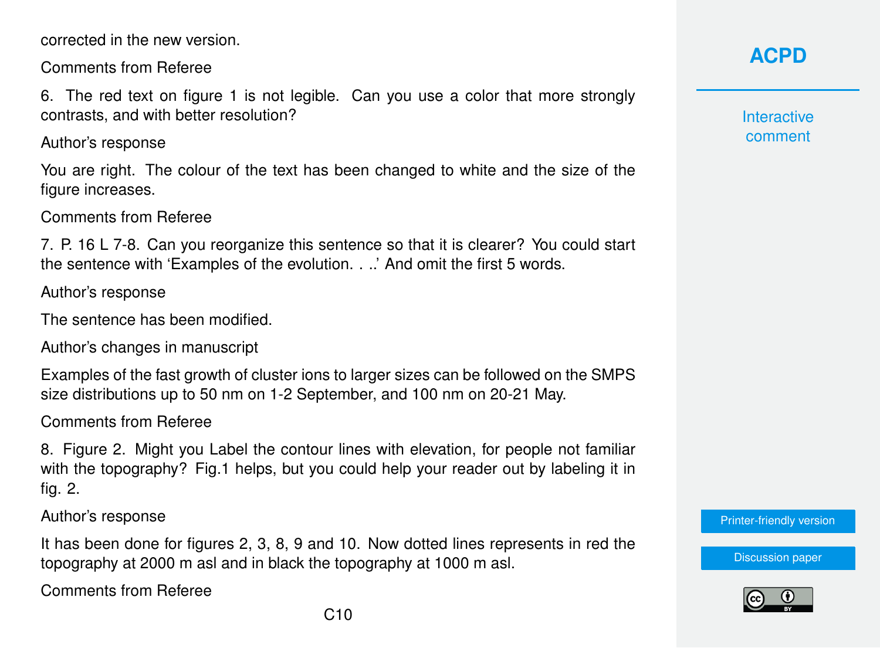corrected in the new version.

Comments from Referee

6. The red text on figure 1 is not legible. Can you use a color that more strongly contrasts, and with better resolution?

Author's response

You are right. The colour of the text has been changed to white and the size of the figure increases.

Comments from Referee

7. P. 16 L 7-8. Can you reorganize this sentence so that it is clearer? You could start the sentence with 'Examples of the evolution. . ..' And omit the first 5 words.

Author's response

The sentence has been modified.

Author's changes in manuscript

Examples of the fast growth of cluster ions to larger sizes can be followed on the SMPS size distributions up to 50 nm on 1-2 September, and 100 nm on 20-21 May.

Comments from Referee

8. Figure 2. Might you Label the contour lines with elevation, for people not familiar with the topography? Fig.1 helps, but you could help your reader out by labeling it in fig. 2.

Author's response

It has been done for figures 2, 3, 8, 9 and 10. Now dotted lines represents in red the topography at 2000 m asl and in black the topography at 1000 m asl.

Comments from Referee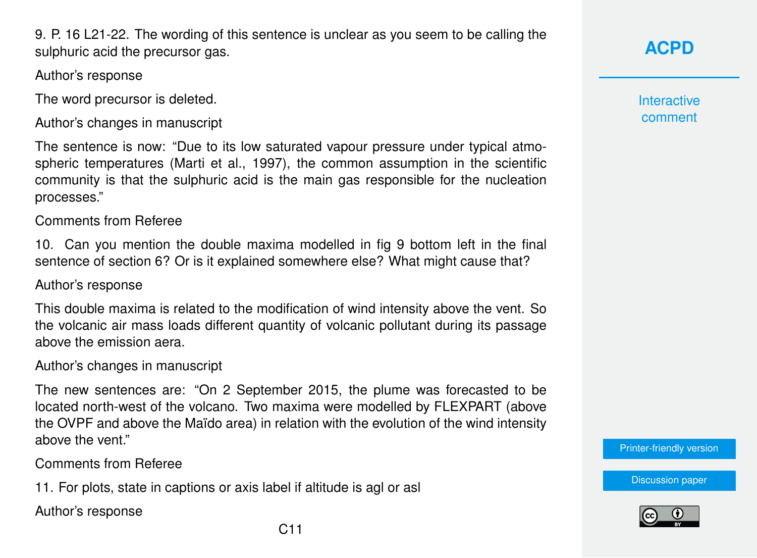9. P. 16 L21-22. The wording of this sentence is unclear as you seem to be calling the sulphuric acid the precursor gas.

Author's response

The word precursor is deleted.

Author's changes in manuscript

The sentence is now: "Due to its low saturated vapour pressure under typical atmospheric temperatures (Marti et al., 1997), the common assumption in the scientific community is that the sulphuric acid is the main gas responsible for the nucleation processes."

Comments from Referee

10. Can you mention the double maxima modelled in fig 9 bottom left in the final sentence of section 6? Or is it explained somewhere else? What might cause that?

Author's response

This double maxima is related to the modification of wind intensity above the vent. So the volcanic air mass loads different quantity of volcanic pollutant during its passage above the emission aera.

Author's changes in manuscript

The new sentences are: "On 2 September 2015, the plume was forecasted to be located north-west of the volcano. Two maxima were modelled by FLEXPART (above the OVPF and above the Maïdo area) in relation with the evolution of the wind intensity above the vent."

Comments from Referee

11. For plots, state in captions or axis label if altitude is agl or asl

Author's response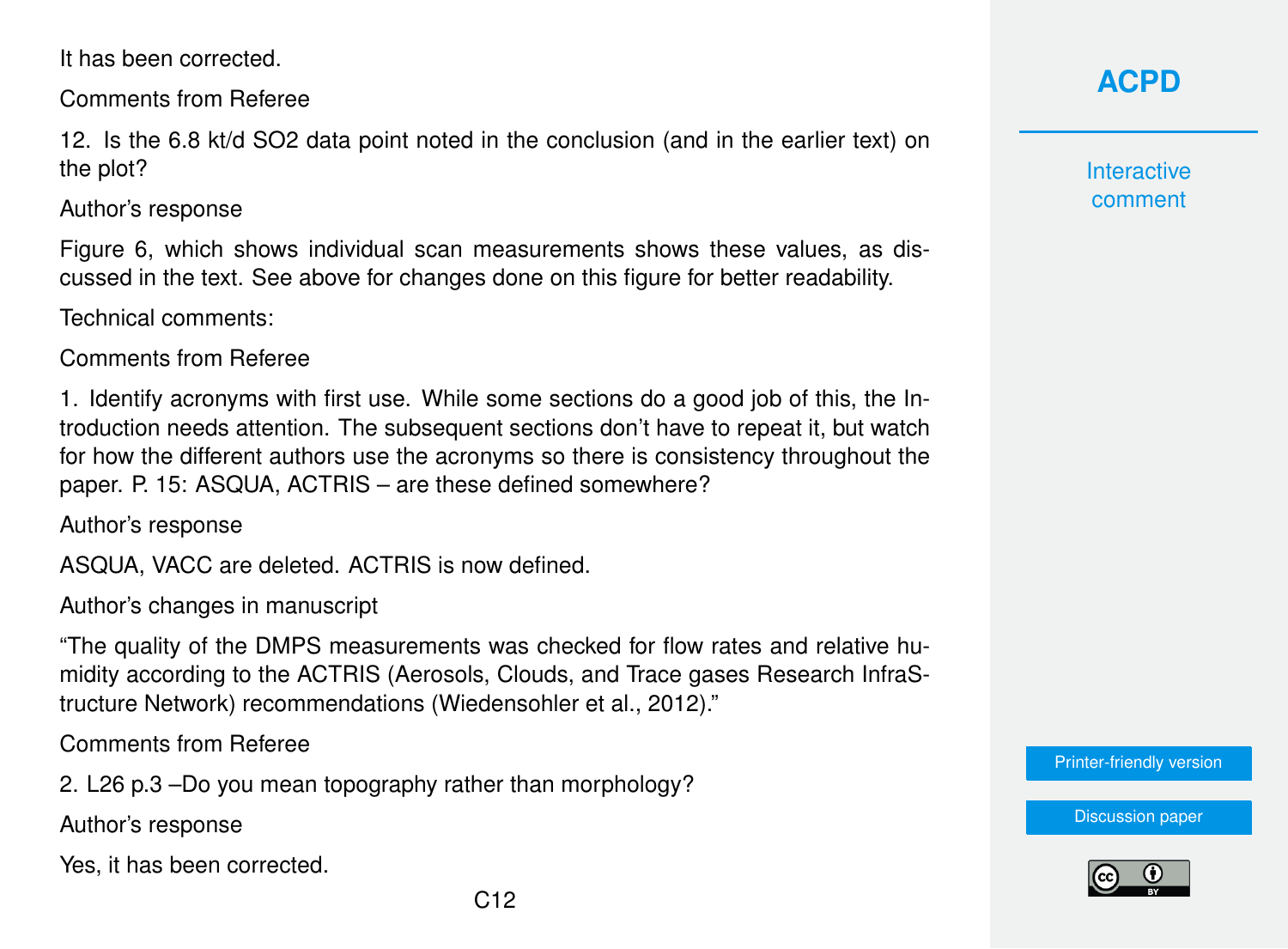It has been corrected.

Comments from Referee

12. Is the 6.8 kt/d $SO_2$ data point noted in the conclusion (and in the earlier text) on the plot?

Author's response

Figure 6, which shows individual scan measurements shows these values, as discussed in the text. See above for changes done on this figure for better readability.

Technical comments:

Comments from Referee

1. Identify acronyms with first use. While some sections do a good job of this, the Introduction needs attention. The subsequent sections don't have to repeat it, but watch for how the different authors use the acronyms so there is consistency throughout the paper. P. 15: ASQUA, ACTRIS – are these defined somewhere?

Author's response

ASQUA, VACC are deleted. ACTRIS is now defined.

Author's changes in manuscript

"The quality of the DMPS measurements was checked for flow rates and relative humidity according to the ACTRIS (Aerosols, Clouds, and Trace gases Research InfraStructure Network) recommendations (Wiedensohler et al., 2012)."

Comments from Referee

2. L26 p.3 –Do you mean topography rather than morphology?

Author's response

Yes, it has been corrected.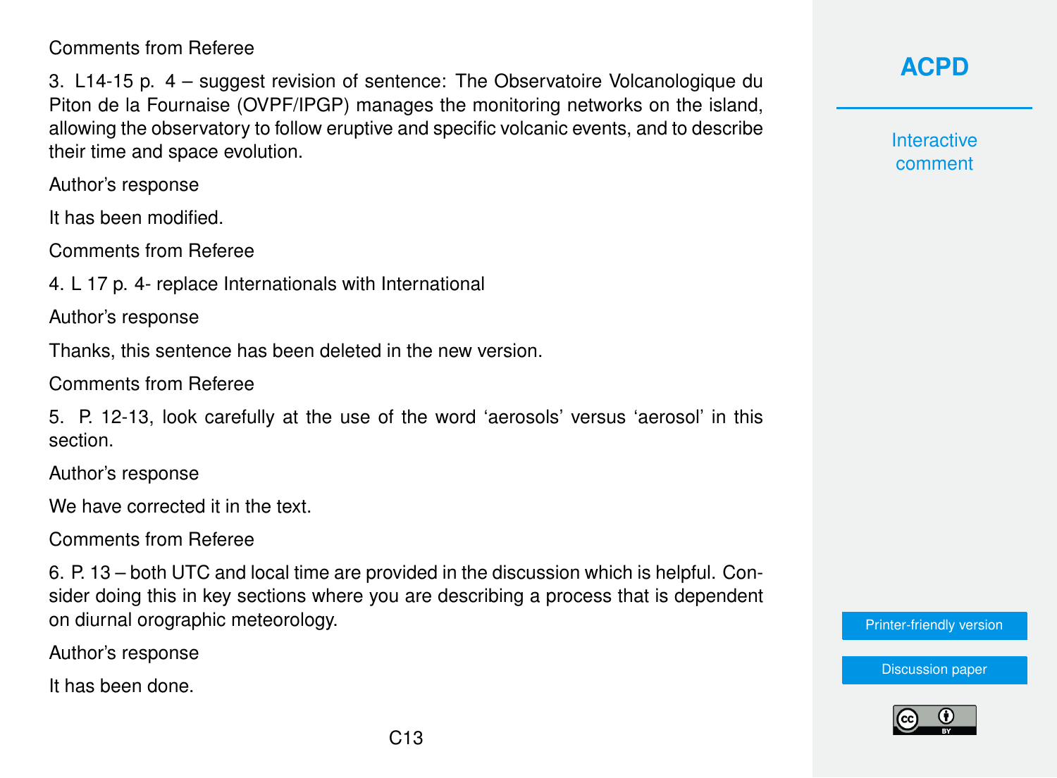Comments from Referee

3. L14-15 p. 4 – suggest revision of sentence: The Observatoire Volcanologique du Piton de la Fournaise (OVPF/IPGP) manages the monitoring networks on the island, allowing the observatory to follow eruptive and specific volcanic events, and to describe their time and space evolution.

Author's response

It has been modified.

Comments from Referee

4. L 17 p. 4- replace Internationals with International

Author's response

Thanks, this sentence has been deleted in the new version.

Comments from Referee

5. P. 12-13, look carefully at the use of the word 'aerosols' versus 'aerosol' in this section.

Author's response

We have corrected it in the text.

Comments from Referee

6. P. 13 – both UTC and local time are provided in the discussion which is helpful. Consider doing this in key sections where you are describing a process that is dependent on diurnal orographic meteorology.

Author's response

It has been done.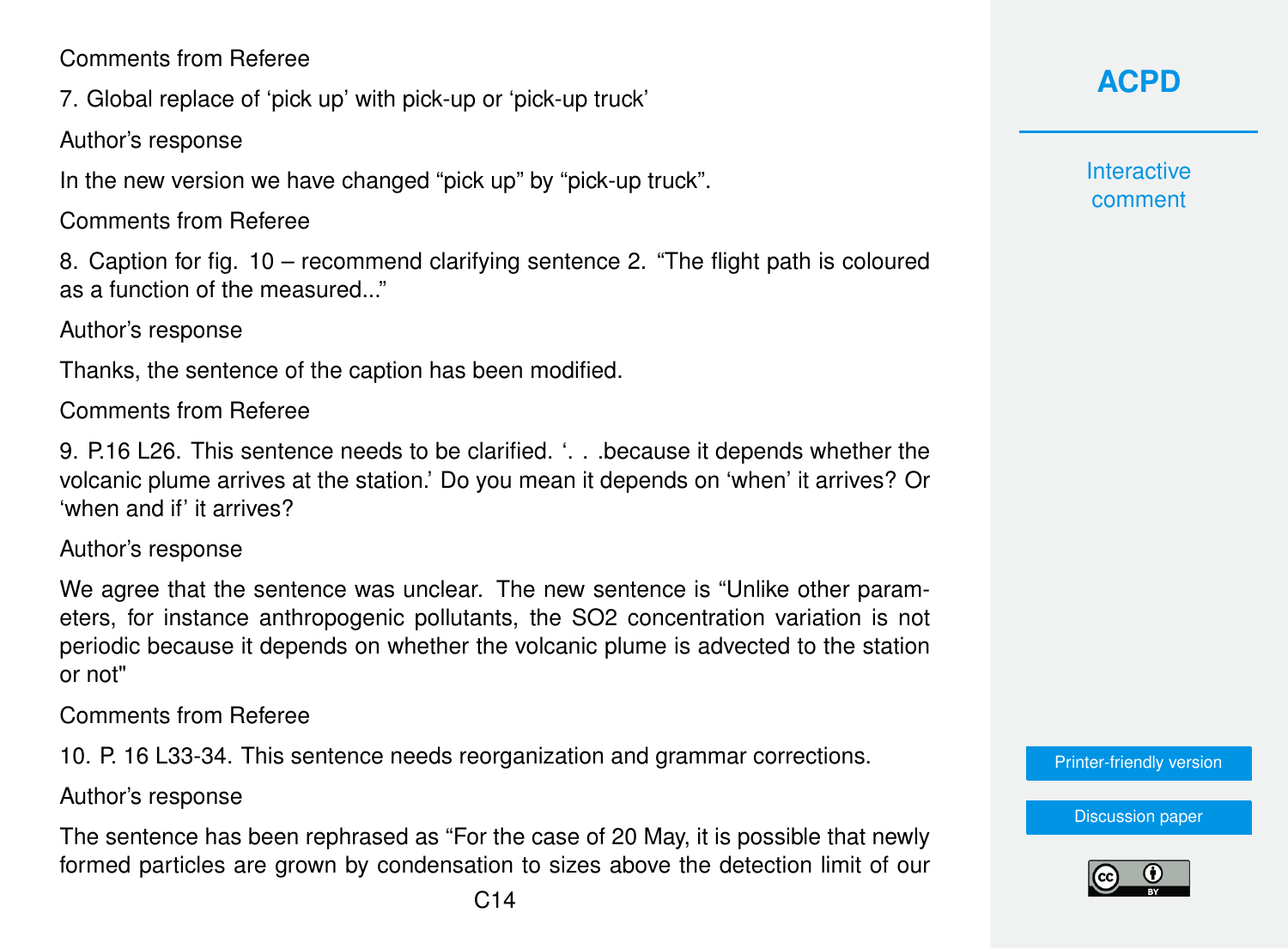Comments from Referee

7. Global replace of 'pick up' with pick-up or 'pick-up truck'

Author's response

In the new version we have changed "pick up" by "pick-up truck".

Comments from Referee

8. Caption for fig. 10 – recommend clarifying sentence 2. "The flight path is coloured as a function of the measured..."

Author's response

Thanks, the sentence of the caption has been modified.

Comments from Referee

9. P.16 L26. This sentence needs to be clarified. '. . .because it depends whether the volcanic plume arrives at the station.' Do you mean it depends on 'when' it arrives? Or 'when and if' it arrives?

Author's response

We agree that the sentence was unclear. The new sentence is "Unlike other parameters, for instance anthropogenic pollutants, the $SO_2$ concentration variation is not periodic because it depends on whether the volcanic plume is advected to the station or not"

Comments from Referee

10. P. 16 L33-34. This sentence needs reorganization and grammar corrections.

Author's response

The sentence has been rephrased as "For the case of 20 May, it is possible that newly formed particles are grown by condensation to sizes above the detection limit of our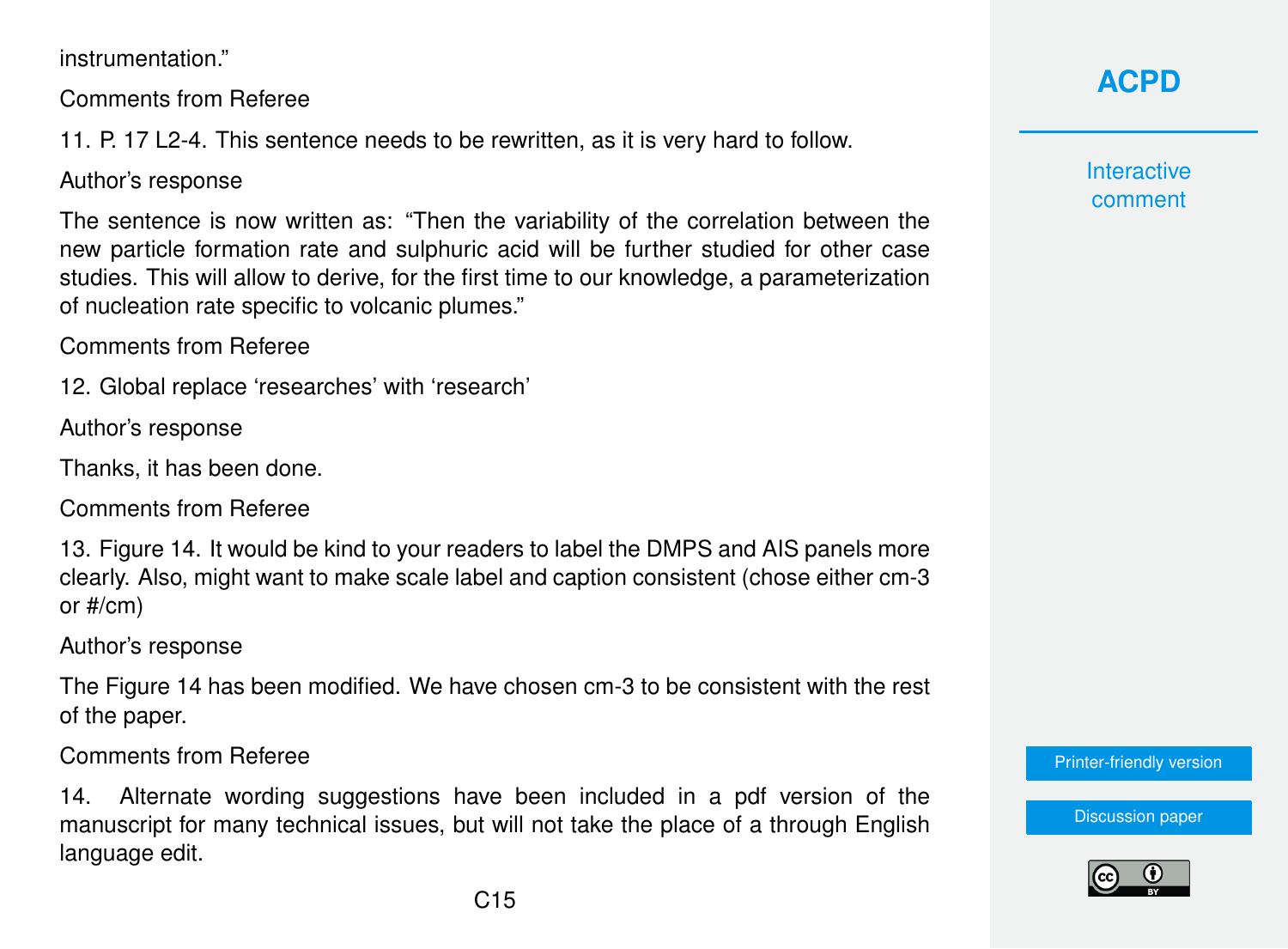instrumentation."

Comments from Referee

11. P. 17 L2-4. This sentence needs to be rewritten, as it is very hard to follow.

Author's response

The sentence is now written as: "Then the variability of the correlation between the new particle formation rate and sulphuric acid will be further studied for other case studies. This will allow to derive, for the first time to our knowledge, a parameterization of nucleation rate specific to volcanic plumes."

Comments from Referee

12. Global replace 'researches' with 'research'

Author's response

Thanks, it has been done.

Comments from Referee

13. Figure 14. It would be kind to your readers to label the DMPS and AIS panels more clearly. Also, might want to make scale label and caption consistent (chose either cm-3 or #/cm)

Author's response

The Figure 14 has been modified. We have chosen cm-3 to be consistent with the rest of the paper.

Comments from Referee

14. Alternate wording suggestions have been included in a pdf version of the manuscript for many technical issues, but will not take the place of a through English language edit.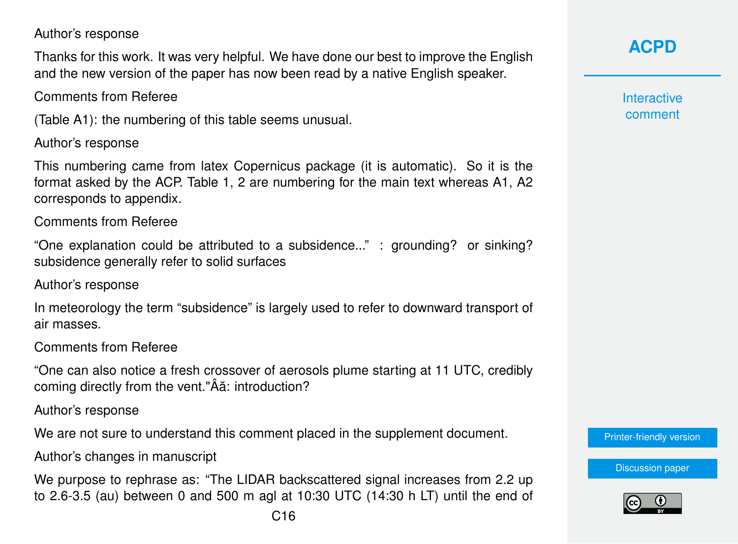Author's response

Thanks for this work. It was very helpful. We have done our best to improve the English and the new version of the paper has now been read by a native English speaker.

Comments from Referee

(Table A1): the numbering of this table seems unusual.

Author's response

This numbering came from latex Copernicus package (it is automatic). So it is the format asked by the ACP. Table 1, 2 are numbering for the main text whereas A1, A2 corresponds to appendix.

Comments from Referee

"One explanation could be attributed to a subsidence..." : grounding? or sinking? subsidence generally refer to solid surfaces

Author's response

In meteorology the term "subsidence" is largely used to refer to downward transport of air masses.

Comments from Referee

"One can also notice a fresh crossover of aerosols plume starting at 11 UTC, credibly coming directly from the vent."Âă: introduction?

Author's response

We are not sure to understand this comment placed in the supplement document.

Author's changes in manuscript

We purpose to rephrase as: "The LIDAR backscattered signal increases from 2.2 up to 2.6-3.5 (au) between 0 and 500 m agl at 10:30 UTC (14:30 h LT) until the end of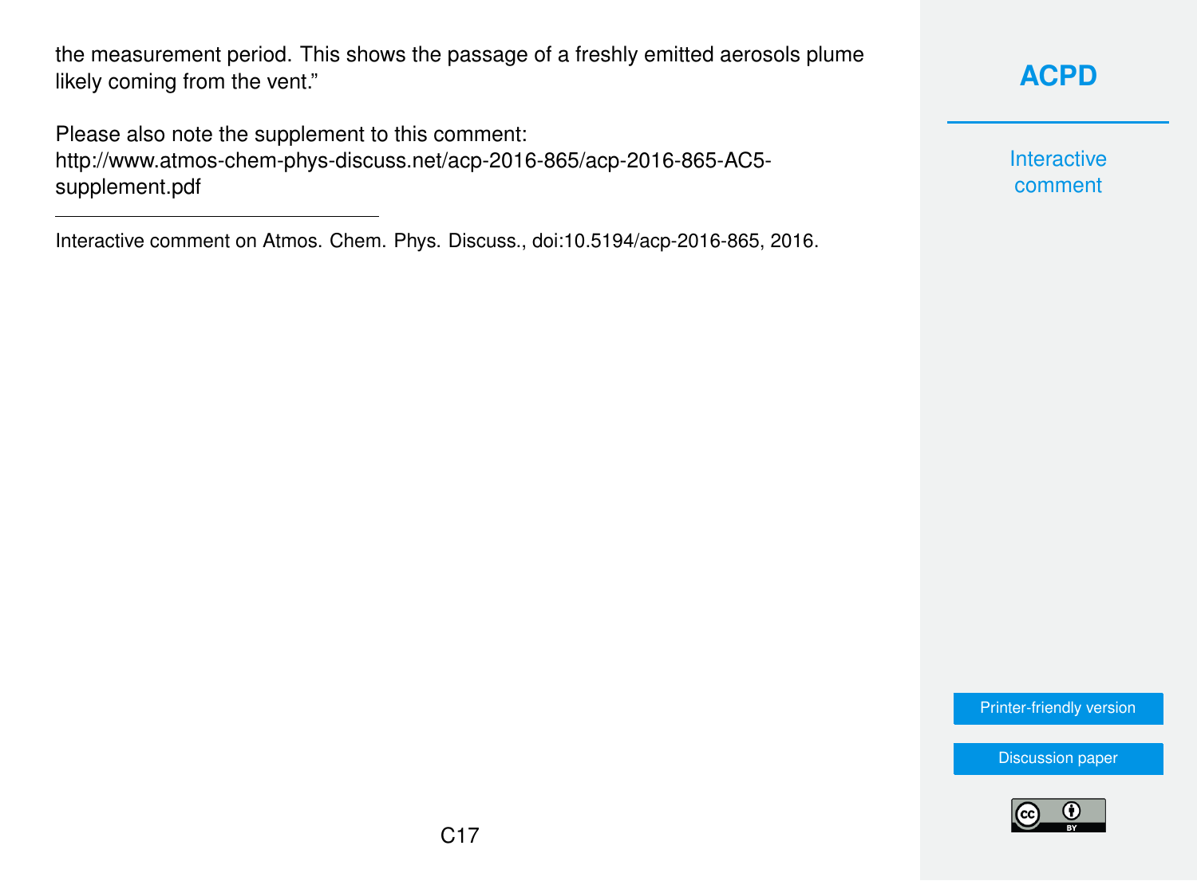the measurement period. This shows the passage of a freshly emitted aerosols plume likely coming from the vent."

Please also note the supplement to this comment:
http://www.atmos-chem-phys-discuss.net/acp-2016-865/acp-2016-865-AC5-supplement.pdf

---

Interactive comment on Atmos. Chem. Phys. Discuss., doi:10.5194/acp-2016-865, 2016.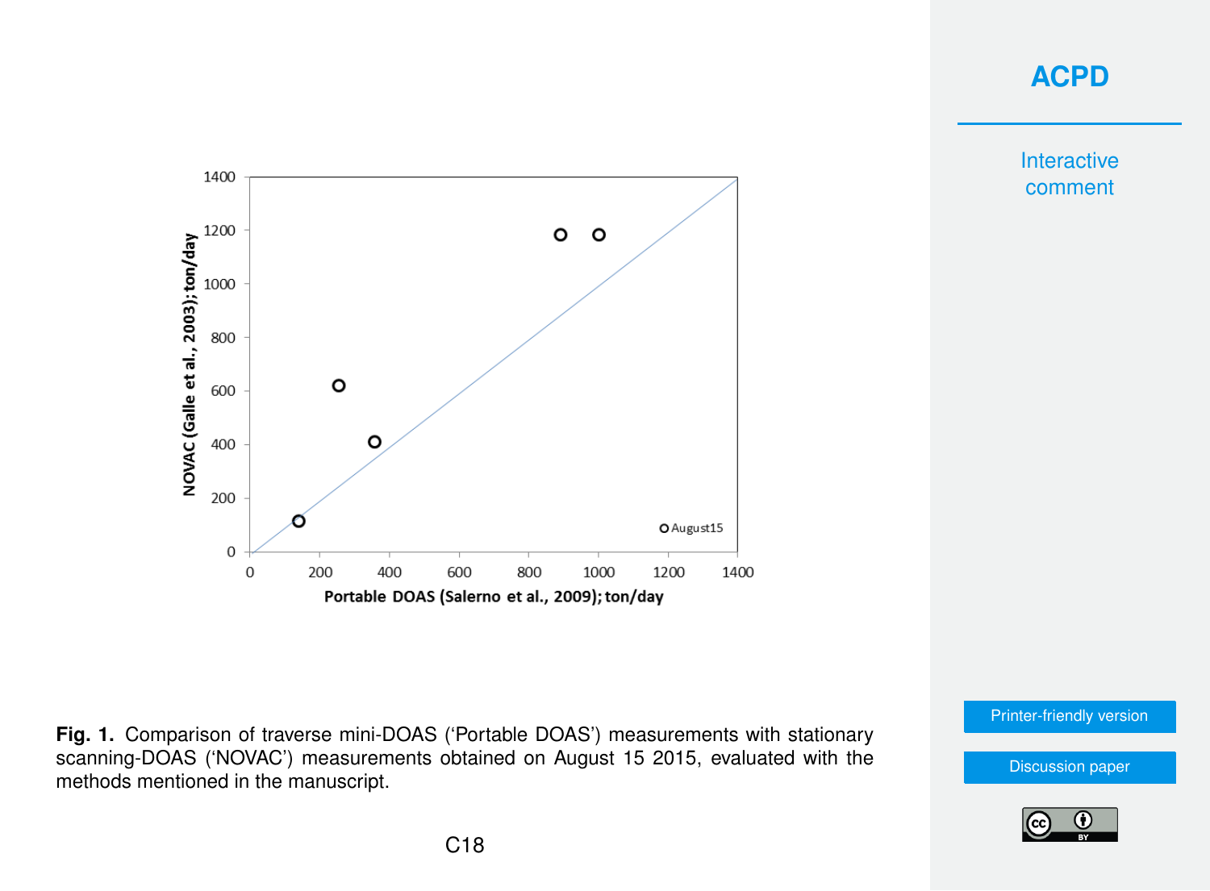1400

1200

1000

800

600

400

200

0

0 200 400 600 800 1000 1200 1400

NOVAC (Galle et al., 2003); ton/day

Portable DOAS (Salerno et al., 2009); ton/day

August15

**Fig. 1.** Comparison of traverse mini-DOAS ('Portable DOAS') measurements with stationary scanning-DOAS ('NOVAC') measurements obtained on August 15 2015, evaluated with the methods mentioned in the manuscript.